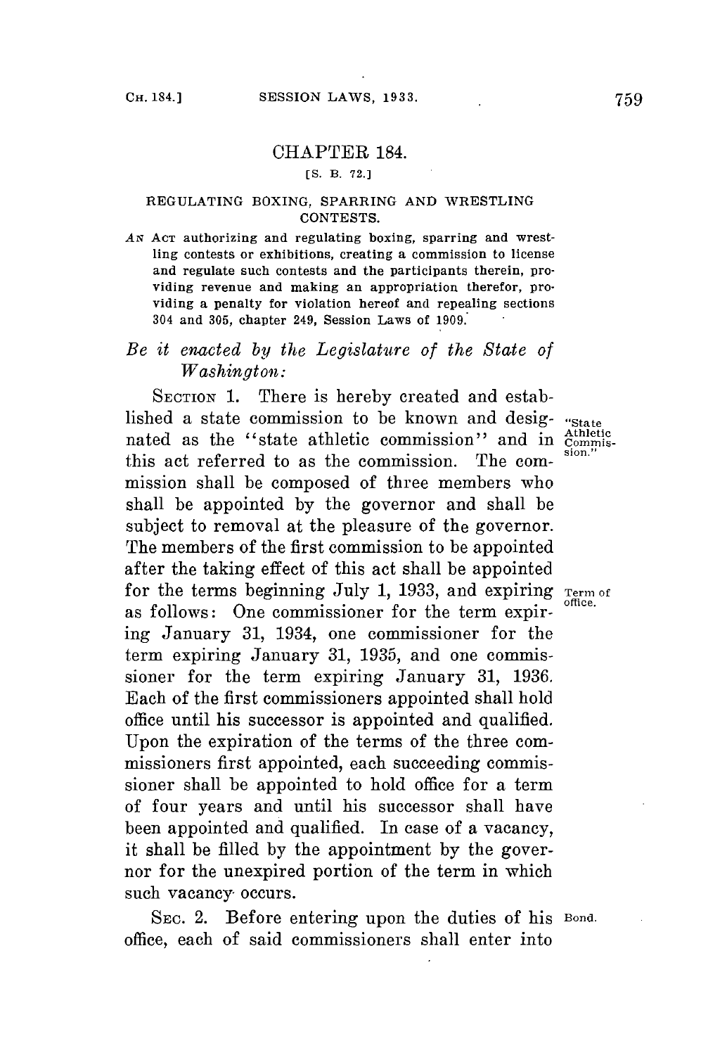# CHAPTER 184.

[S. B. 72.]

## REGULATING BOXING, SPARRING AND WRESTLING CONTESTS.

AN ACT authorizing and regulating boxing, sparring and wrestling contests or exhibitions, creating a commission to license and regulate such contests and the participants therein, providing revenue and making an appropriation therefor, providing a penalty for violation hereof and repealing sections 304 and 305, chapter 249, Session Laws of 1909.

*Be it enacted by the Legislature of the State of Washington:*

SECTION 1. There is hereby created and established a state commission to be known and designated as the "state athletic commission" and in this act referred to as the commission. The commission shall be composed of three members who shall be appointed by the governor and shall be subject to removal at the pleasure of the governor. The members of the first commission to be appointed after the taking effect of this act shall be appointed for the terms beginning July 1, 1933, and expiring as follows: One commissioner for the term expiring January 31, 1934, one commissioner for the term expiring January 31, 1935, and one commissioner for the term expiring January 31, 1936. Each of the first commissioners appointed shall hold office until his successor is appointed and qualified. Upon the expiration of the terms of the three commissioners first appointed, each succeeding commissioner shall be appointed to hold office for a term of four years and until his successor shall have been appointed and qualified. In case of a vacancy, it shall be filled by the appointment by the governor for the unexpired portion of the term in which such vacancy occurs.

"State Athletic Commission."

Term of office.

SEC. 2. Before entering upon the duties of his office, each of said commissioners shall enter into

Bond.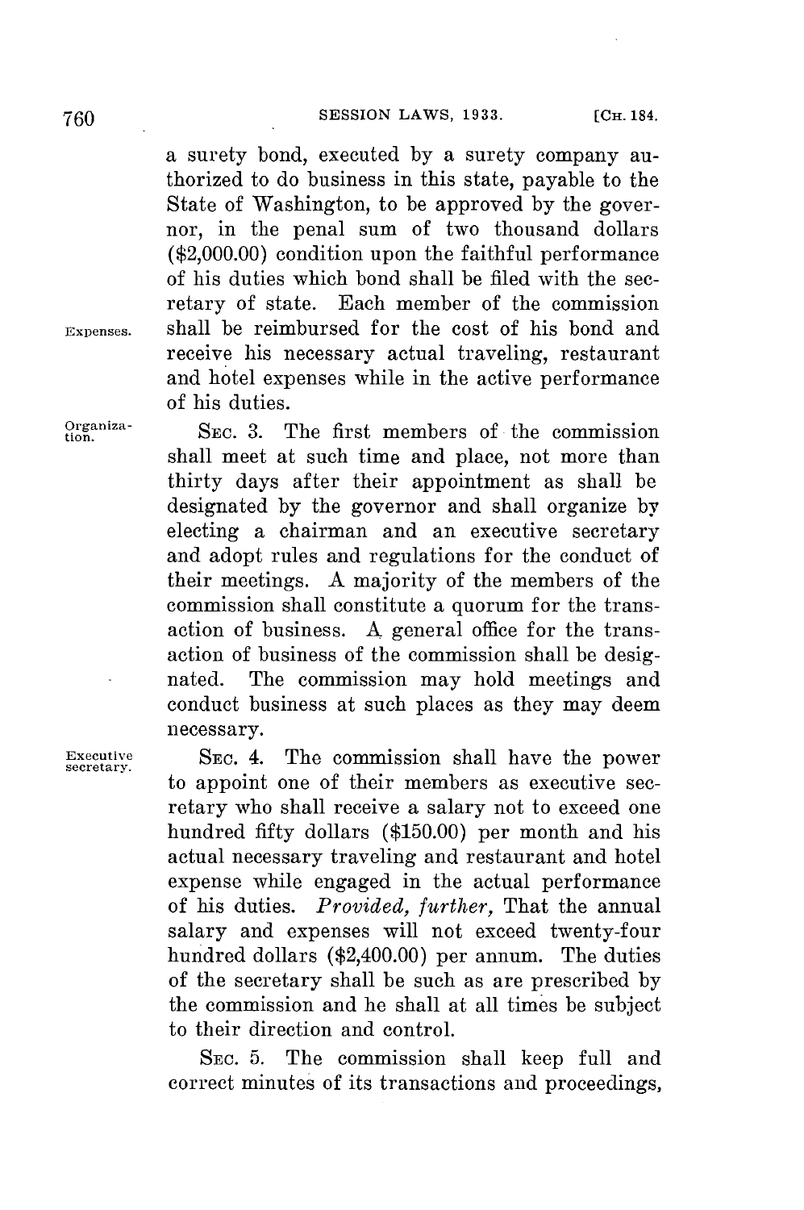a surety bond, executed by a surety company authorized to do business in this state, payable to the State of Washington, to be approved by the governor, in the penal sum of two thousand dollars ($2,000.00) condition upon the faithful performance of his duties which bond shall be filed with the secretary of state. Each member of the commission shall be reimbursed for the cost of his bond and receive his necessary actual traveling, restaurant and hotel expenses while in the active performance of his duties.

Expenses.

Organization.

SEC. 3. The first members of the commission shall meet at such time and place, not more than thirty days after their appointment as shall be designated by the governor and shall organize by electing a chairman and an executive secretary and adopt rules and regulations for the conduct of their meetings. A majority of the members of the commission shall constitute a quorum for the transaction of business. A general office for the transaction of business of the commission shall be designated. The commission may hold meetings and conduct business at such places as they may deem necessary.

Executive secretary.

SEC. 4. The commission shall have the power to appoint one of their members as executive secretary who shall receive a salary not to exceed one hundred fifty dollars ($150.00) per month and his actual necessary traveling and restaurant and hotel expense while engaged in the actual performance of his duties. *Provided, further,* That the annual salary and expenses will not exceed twenty-four hundred dollars ($2,400.00) per annum. The duties of the secretary shall be such as are prescribed by the commission and he shall at all times be subject to their direction and control.

SEC. 5. The commission shall keep full and correct minutes of its transactions and proceedings,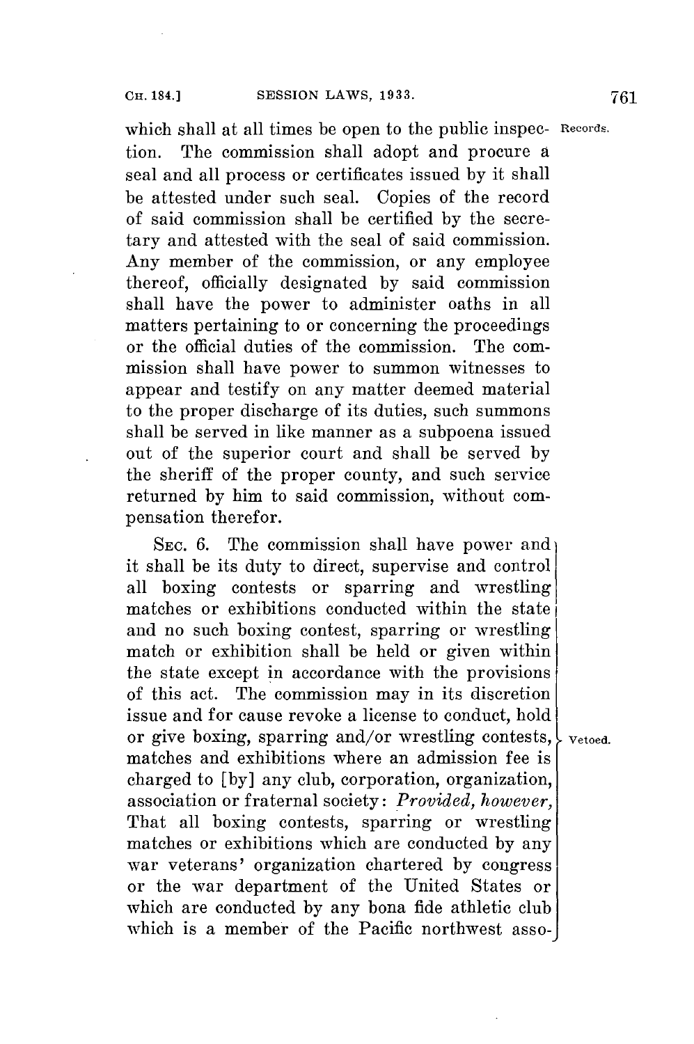which shall at all times be open to the public inspection. The commission shall adopt and procure a seal and all process or certificates issued by it shall be attested under such seal. Copies of the record of said commission shall be certified by the secretary and attested with the seal of said commission. Any member of the commission, or any employee thereof, officially designated by said commission shall have the power to administer oaths in all matters pertaining to or concerning the proceedings or the official duties of the commission. The commission shall have power to summon witnesses to appear and testify on any matter deemed material to the proper discharge of its duties, such summons shall be served in like manner as a subpoena issued out of the superior court and shall be served by the sheriff of the proper county, and such service returned by him to said commission, without compensation therefor.

Records.

SEC. 6. The commission shall have power and it shall be its duty to direct, supervise and control all boxing contests or sparring and wrestling matches or exhibitions conducted within the state and no such boxing contest, sparring or wrestling match or exhibition shall be held or given within the state except in accordance with the provisions of this act. The commission may in its discretion issue and for cause revoke a license to conduct, hold or give boxing, sparring and/or wrestling contests, matches and exhibitions where an admission fee is charged to [by] any club, corporation, organization, association or fraternal society: *Provided, however,* That all boxing contests, sparring or wrestling matches or exhibitions which are conducted by any war veterans' organization chartered by congress or the war department of the United States or which are conducted by any bona fide athletic club which is a member of the Pacific northwest asso-

Vetoed.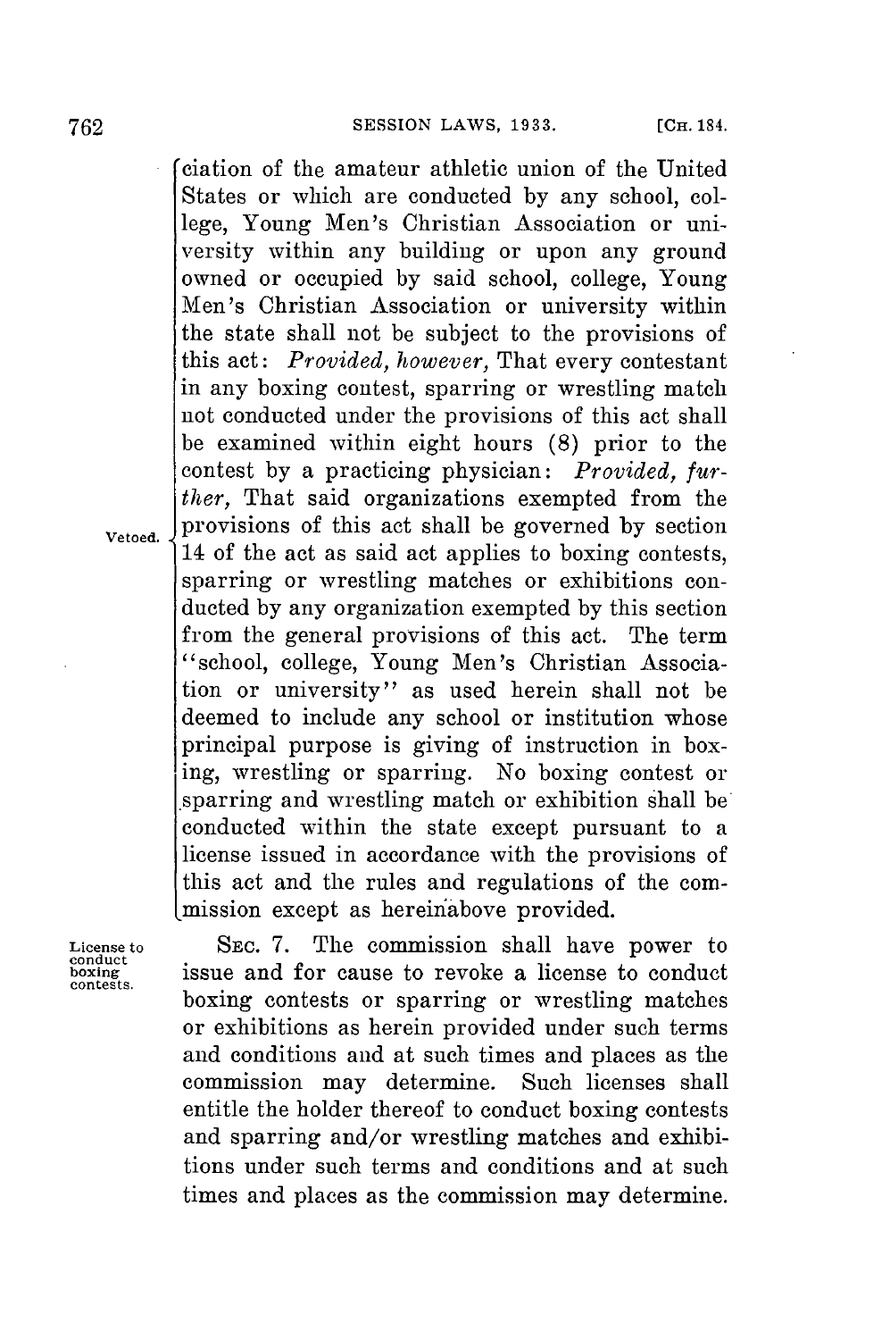ciation of the amateur athletic union of the United States or which are conducted by any school, college, Young Men's Christian Association or university within any building or upon any ground owned or occupied by said school, college, Young Men's Christian Association or university within the state shall not be subject to the provisions of this act: *Provided, however,* That every contestant in any boxing contest, sparring or wrestling match not conducted under the provisions of this act shall be examined within eight hours (8) prior to the contest by a practicing physician: *Provided, further,* That said organizations exempted from the provisions of this act shall be governed by section 14 of the act as said act applies to boxing contests, sparring or wrestling matches or exhibitions conducted by any organization exempted by this section from the general provisions of this act. The term "school, college, Young Men's Christian Association or university" as used herein shall not be deemed to include any school or institution whose principal purpose is giving of instruction in boxing, wrestling or sparring. No boxing contest or sparring and wrestling match or exhibition shall be conducted within the state except pursuant to a license issued in accordance with the provisions of this act and the rules and regulations of the commission except as hereinabove provided.

Vetoed.

License to conduct boxing contests.

SEC. 7. The commission shall have power to issue and for cause to revoke a license to conduct boxing contests or sparring or wrestling matches or exhibitions as herein provided under such terms and conditions and at such times and places as the commission may determine. Such licenses shall entitle the holder thereof to conduct boxing contests and sparring and/or wrestling matches and exhibitions under such terms and conditions and at such times and places as the commission may determine.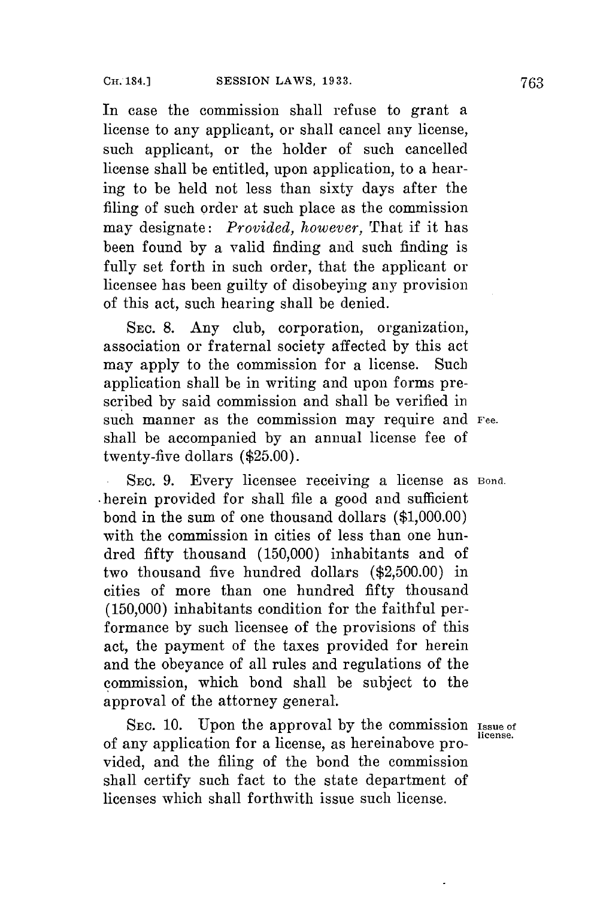In case the commission shall refuse to grant a license to any applicant, or shall cancel any license, such applicant, or the holder of such cancelled license shall be entitled, upon application, to a hearing to be held not less than sixty days after the filing of such order at such place as the commission may designate: *Provided, however,* That if it has been found by a valid finding and such finding is fully set forth in such order, that the applicant or licensee has been guilty of disobeying any provision of this act, such hearing shall be denied.

SEC. 8. Any club, corporation, organization, association or fraternal society affected by this act may apply to the commission for a license. Such application shall be in writing and upon forms prescribed by said commission and shall be verified in such manner as the commission may require and shall be accompanied by an annual license fee of twenty-five dollars ($25.00).

Fee.

SEC. 9. Every licensee receiving a license as herein provided for shall file a good and sufficient bond in the sum of one thousand dollars ($1,000.00) with the commission in cities of less than one hundred fifty thousand (150,000) inhabitants and of two thousand five hundred dollars ($2,500.00) in cities of more than one hundred fifty thousand (150,000) inhabitants condition for the faithful performance by such licensee of the provisions of this act, the payment of the taxes provided for herein and the obeyance of all rules and regulations of the commission, which bond shall be subject to the approval of the attorney general.

Bond.

SEC. 10. Upon the approval by the commission of any application for a license, as hereinabove provided, and the filing of the bond the commission shall certify such fact to the state department of licenses which shall forthwith issue such license.

Issue of license.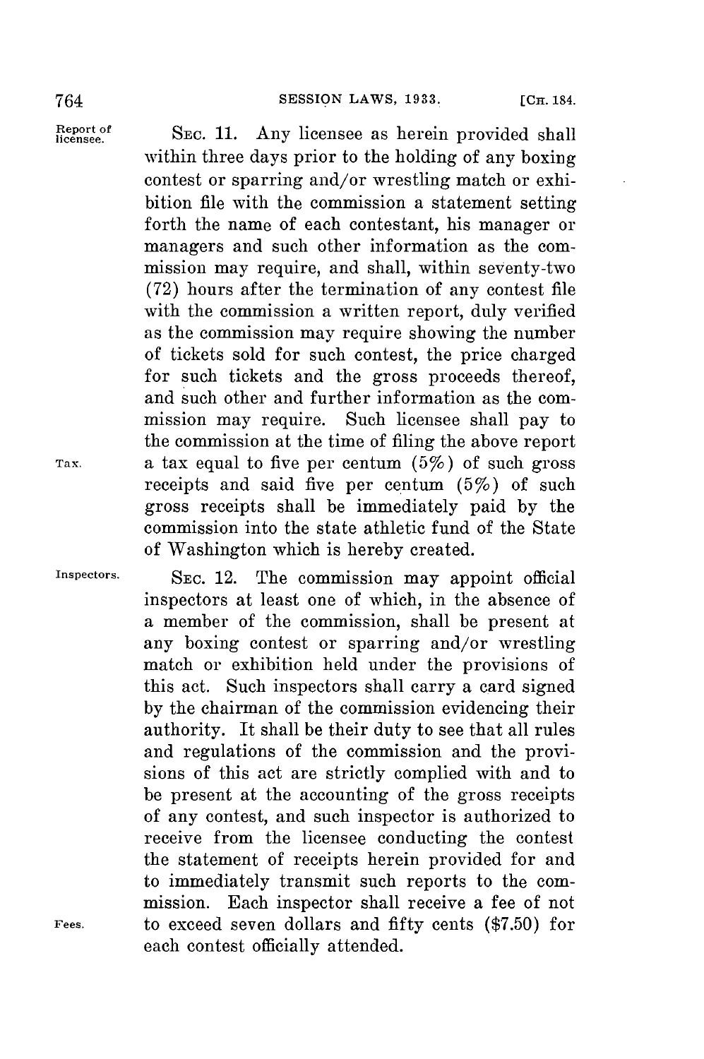**Report of licensee.** SEC. 11. Any licensee as herein provided shall within three days prior to the holding of any boxing contest or sparring and/or wrestling match or exhibition file with the commission a statement setting forth the name of each contestant, his manager or managers and such other information as the commission may require, and shall, within seventy-two (72) hours after the termination of any contest file with the commission a written report, duly verified as the commission may require showing the number of tickets sold for such contest, the price charged for such tickets and the gross proceeds thereof, and such other and further information as the commission may require. Such licensee shall pay to the commission at the time of filing the above report a tax equal to five per centum (5%) of such gross receipts and said five per centum (5%) of such gross receipts shall be immediately paid by the commission into the state athletic fund of the State of Washington which is hereby created.

**Tax.**

**Inspectors.** SEC. 12. The commission may appoint official inspectors at least one of which, in the absence of a member of the commission, shall be present at any boxing contest or sparring and/or wrestling match or exhibition held under the provisions of this act. Such inspectors shall carry a card signed by the chairman of the commission evidencing their authority. It shall be their duty to see that all rules and regulations of the commission and the provisions of this act are strictly complied with and to be present at the accounting of the gross receipts of any contest, and such inspector is authorized to receive from the licensee conducting the contest the statement of receipts herein provided for and to immediately transmit such reports to the commission. Each inspector shall receive a fee of not to exceed seven dollars and fifty cents ($7.50) for each contest officially attended.

**Fees.**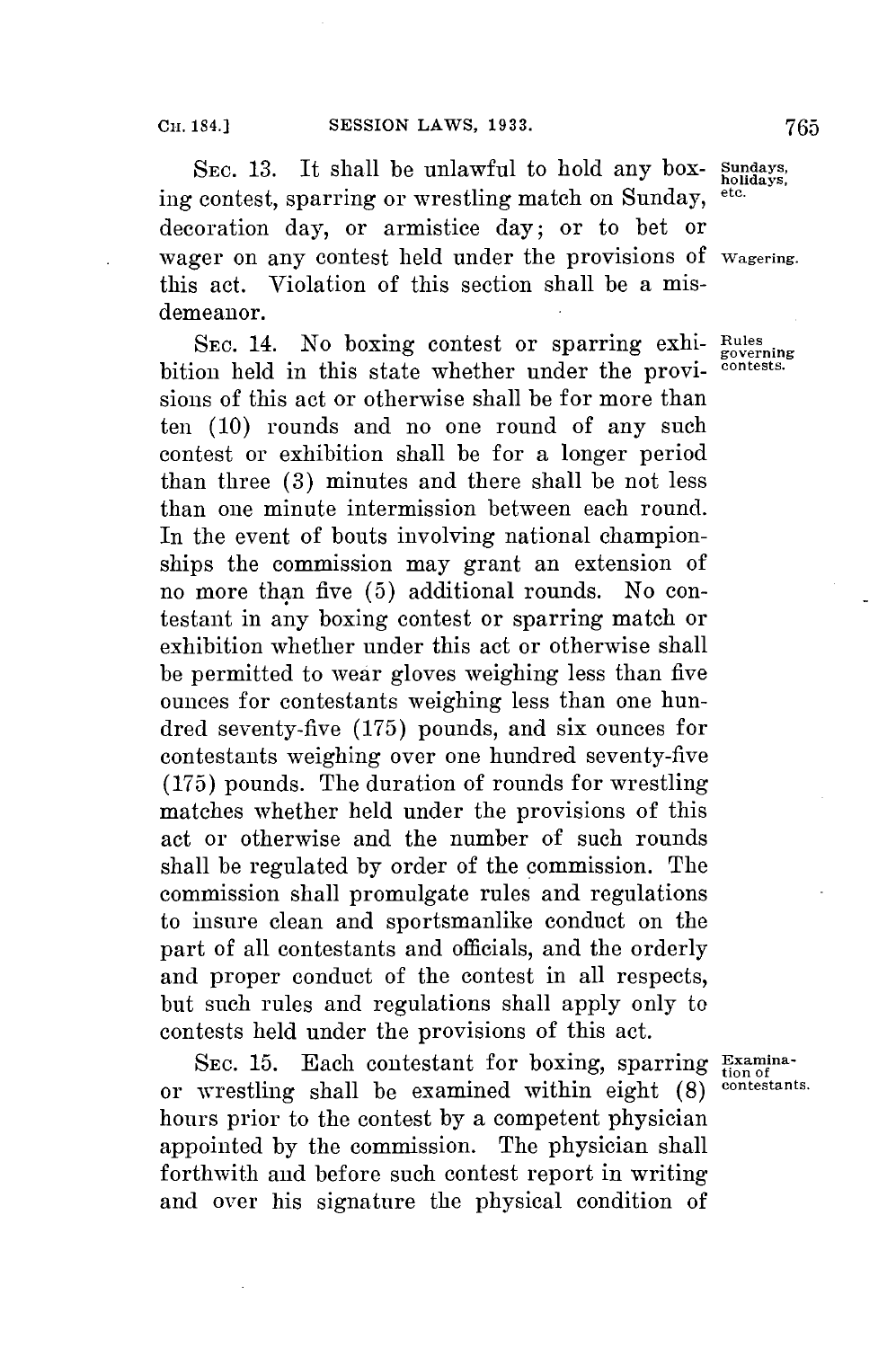SEC. 13. It shall be unlawful to hold any boxing contest, sparring or wrestling match on Sunday, decoration day, or armistice day; or to bet or wager on any contest held under the provisions of this act. Violation of this section shall be a misdemeanor.

Sundays, holidays, etc.

Wagering.

SEC. 14. No boxing contest or sparring exhibition held in this state whether under the provisions of this act or otherwise shall be for more than ten (10) rounds and no one round of any such contest or exhibition shall be for a longer period than three (3) minutes and there shall be not less than one minute intermission between each round. In the event of bouts involving national championships the commission may grant an extension of no more than five (5) additional rounds. No contestant in any boxing contest or sparring match or exhibition whether under this act or otherwise shall be permitted to wear gloves weighing less than five ounces for contestants weighing less than one hundred seventy-five (175) pounds, and six ounces for contestants weighing over one hundred seventy-five (175) pounds. The duration of rounds for wrestling matches whether held under the provisions of this act or otherwise and the number of such rounds shall be regulated by order of the commission. The commission shall promulgate rules and regulations to insure clean and sportsmanlike conduct on the part of all contestants and officials, and the orderly and proper conduct of the contest in all respects, but such rules and regulations shall apply only to contests held under the provisions of this act.

Rules governing contests.

SEC. 15. Each contestant for boxing, sparring or wrestling shall be examined within eight (8) hours prior to the contest by a competent physician appointed by the commission. The physician shall forthwith and before such contest report in writing and over his signature the physical condition of

Examination of contestants.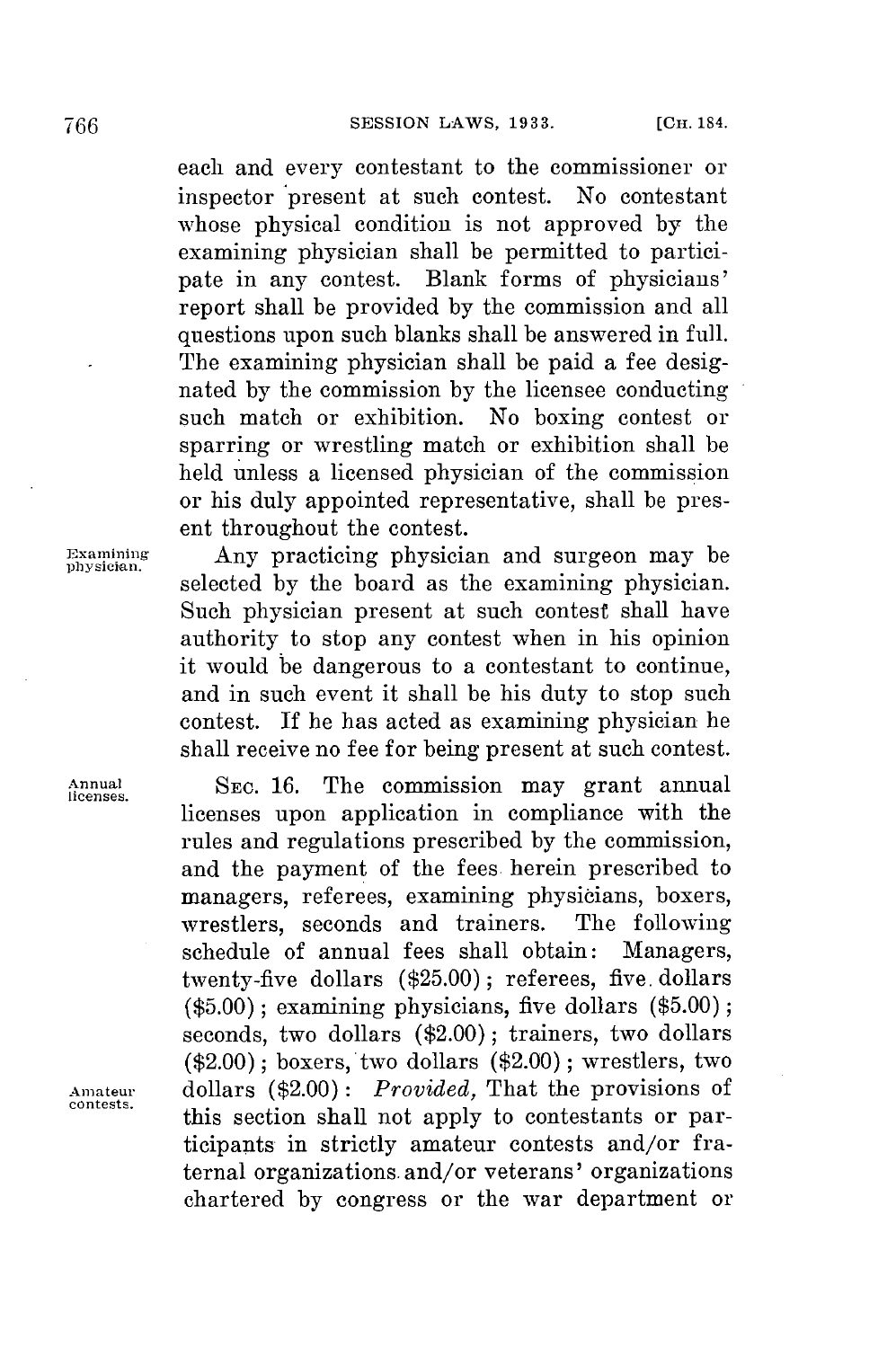each and every contestant to the commissioner or inspector present at such contest. No contestant whose physical condition is not approved by the examining physician shall be permitted to participate in any contest. Blank forms of physicians' report shall be provided by the commission and all questions upon such blanks shall be answered in full. The examining physician shall be paid a fee designated by the commission by the licensee conducting such match or exhibition. No boxing contest or sparring or wrestling match or exhibition shall be held unless a licensed physician of the commission or his duly appointed representative, shall be present throughout the contest.

Examining physician.

Any practicing physician and surgeon may be selected by the board as the examining physician. Such physician present at such contest shall have authority to stop any contest when in his opinion it would be dangerous to a contestant to continue, and in such event it shall be his duty to stop such contest. If he has acted as examining physician he shall receive no fee for being present at such contest.

Annual licenses.

SEC. 16. The commission may grant annual licenses upon application in compliance with the rules and regulations prescribed by the commission, and the payment of the fees herein prescribed to managers, referees, examining physicians, boxers, wrestlers, seconds and trainers. The following schedule of annual fees shall obtain: Managers, twenty-five dollars ($25.00); referees, five dollars ($5.00); examining physicians, five dollars ($5.00); seconds, two dollars ($2.00); trainers, two dollars ($2.00); boxers, two dollars ($2.00); wrestlers, two dollars ($2.00): *Provided,* That the provisions of this section shall not apply to contestants or participants in strictly amateur contests and/or fraternal organizations and/or veterans' organizations chartered by congress or the war department or

Amateur contests.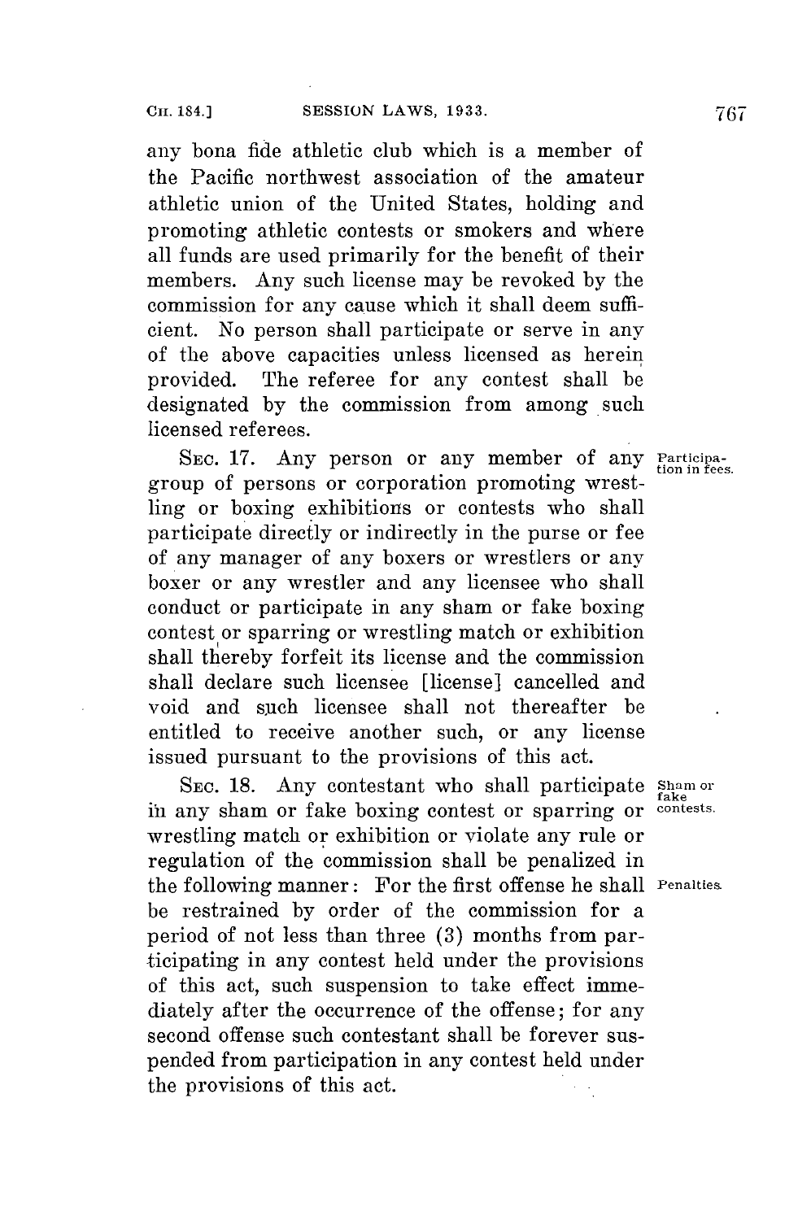any bona fide athletic club which is a member of the Pacific northwest association of the amateur athletic union of the United States, holding and promoting athletic contests or smokers and where all funds are used primarily for the benefit of their members. Any such license may be revoked by the commission for any cause which it shall deem sufficient. No person shall participate or serve in any of the above capacities unless licensed as herein provided. The referee for any contest shall be designated by the commission from among such licensed referees.

Participation in fees.

SEC. 17. Any person or any member of any group of persons or corporation promoting wrestling or boxing exhibitions or contests who shall participate directly or indirectly in the purse or fee of any manager of any boxers or wrestlers or any boxer or any wrestler and any licensee who shall conduct or participate in any sham or fake boxing contest or sparring or wrestling match or exhibition shall thereby forfeit its license and the commission shall declare such licensee [license] cancelled and void and such licensee shall not thereafter be entitled to receive another such, or any license issued pursuant to the provisions of this act.

Sham or fake contests.

Penalties.

SEC. 18. Any contestant who shall participate in any sham or fake boxing contest or sparring or wrestling match or exhibition or violate any rule or regulation of the commission shall be penalized in the following manner: For the first offense he shall be restrained by order of the commission for a period of not less than three (3) months from participating in any contest held under the provisions of this act, such suspension to take effect immediately after the occurrence of the offense; for any second offense such contestant shall be forever suspended from participation in any contest held under the provisions of this act.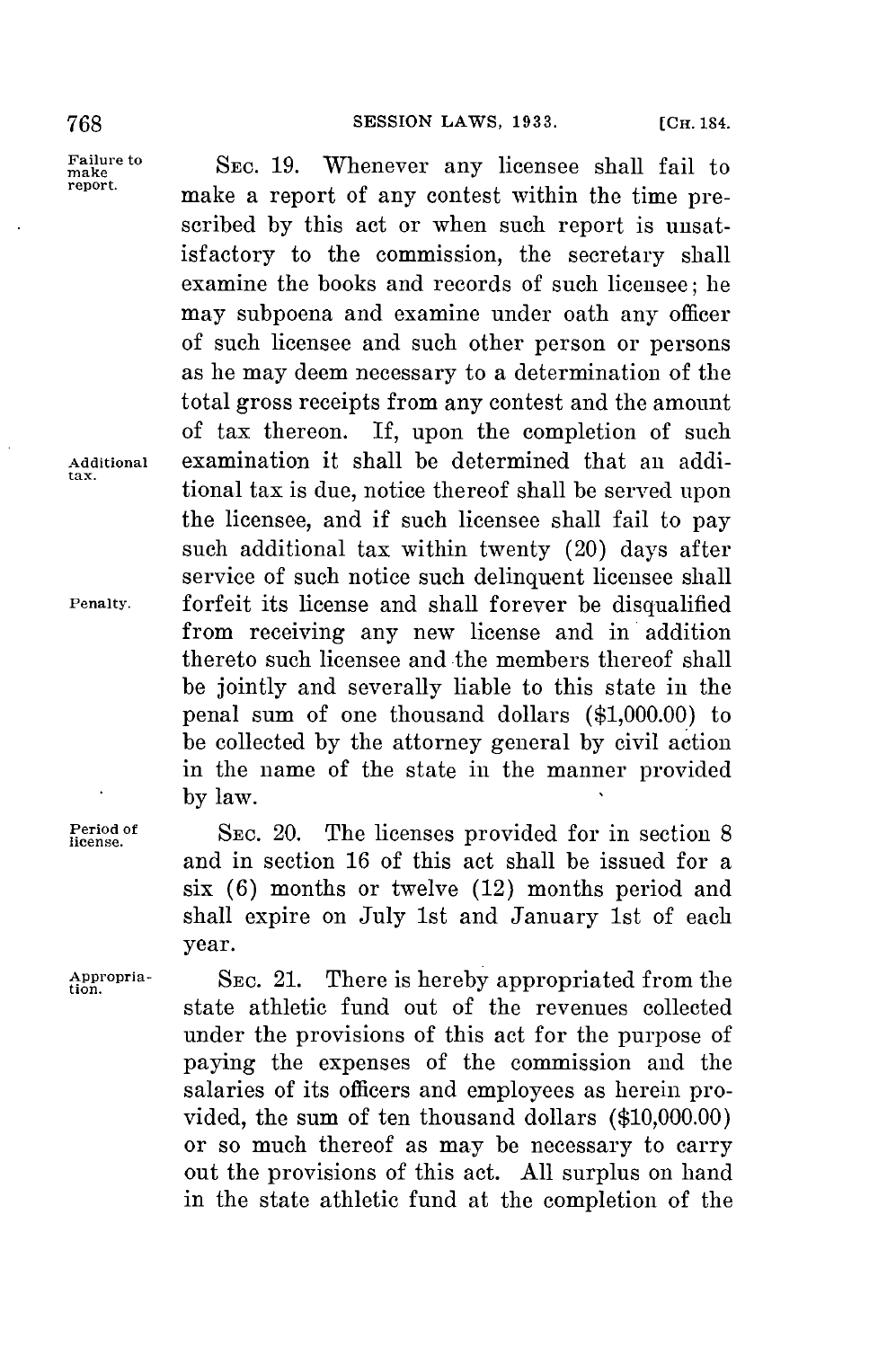Failure to make report.

SEC. 19. Whenever any licensee shall fail to make a report of any contest within the time prescribed by this act or when such report is unsatisfactory to the commission, the secretary shall examine the books and records of such licensee; he may subpoena and examine under oath any officer of such licensee and such other person or persons as he may deem necessary to a determination of the total gross receipts from any contest and the amount of tax thereon. If, upon the completion of such examination it shall be determined that an additional tax is due, notice thereof shall be served upon the licensee, and if such licensee shall fail to pay such additional tax within twenty (20) days after service of such notice such delinquent licensee shall forfeit its license and shall forever be disqualified from receiving any new license and in addition thereto such licensee and the members thereof shall be jointly and severally liable to this state in the penal sum of one thousand dollars ($1,000.00) to be collected by the attorney general by civil action in the name of the state in the manner provided by law.

Additional tax.

Penalty.

Period of license.

SEC. 20. The licenses provided for in section 8 and in section 16 of this act shall be issued for a six (6) months or twelve (12) months period and shall expire on July 1st and January 1st of each year.

Appropriation.

SEC. 21. There is hereby appropriated from the state athletic fund out of the revenues collected under the provisions of this act for the purpose of paying the expenses of the commission and the salaries of its officers and employees as herein provided, the sum of ten thousand dollars ($10,000.00) or so much thereof as may be necessary to carry out the provisions of this act. All surplus on hand in the state athletic fund at the completion of the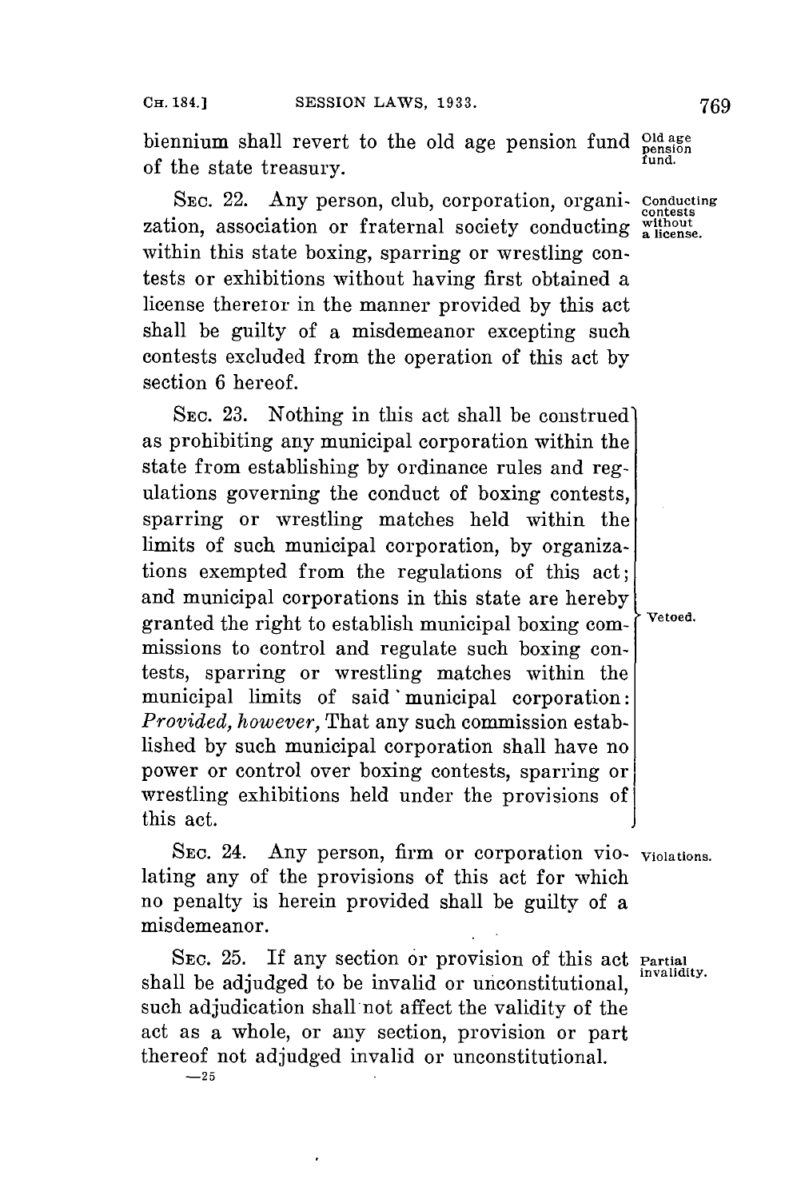biennium shall revert to the old age pension fund of the state treasury.

**Old age pension fund.**

SEC. 22. Any person, club, corporation, organization, association or fraternal society conducting within this state boxing, sparring or wrestling contests or exhibitions without having first obtained a license therefor in the manner provided by this act shall be guilty of a misdemeanor excepting such contests excluded from the operation of this act by section 6 hereof.

**Conducting contests without a license.**

SEC. 23. Nothing in this act shall be construed as prohibiting any municipal corporation within the state from establishing by ordinance rules and regulations governing the conduct of boxing contests, sparring or wrestling matches held within the limits of such municipal corporation, by organizations exempted from the regulations of this act; and municipal corporations in this state are hereby granted the right to establish municipal boxing commissions to control and regulate such boxing contests, sparring or wrestling matches within the municipal limits of said municipal corporation: *Provided, however,* That any such commission established by such municipal corporation shall have no power or control over boxing contests, sparring or wrestling exhibitions held under the provisions of this act.

**Vetoed.**

SEC. 24. Any person, firm or corporation violating any of the provisions of this act for which no penalty is herein provided shall be guilty of a misdemeanor.

**Violations.**

SEC. 25. If any section or provision of this act shall be adjudged to be invalid or unconstitutional, such adjudication shall not affect the validity of the act as a whole, or any section, provision or part thereof not adjudged invalid or unconstitutional.

**Partial invalidity.**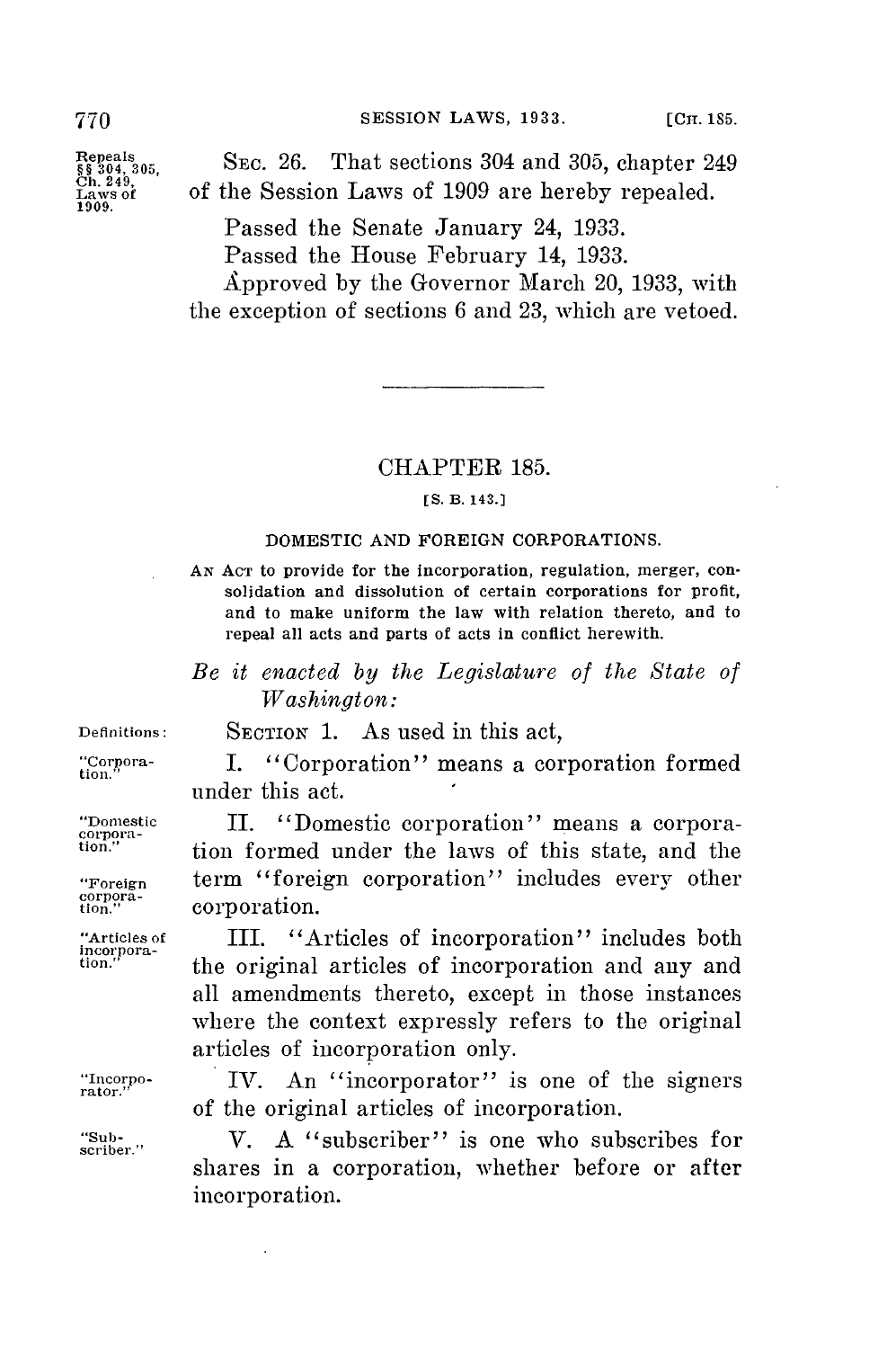Repeals §§ 304, 305, Ch. 249, Laws of 1909.

SEC. 26. That sections 304 and 305, chapter 249 of the Session Laws of 1909 are hereby repealed.

Passed the Senate January 24, 1933.

Passed the House February 14, 1933.

Approved by the Governor March 20, 1933, with the exception of sections 6 and 23, which are vetoed.

---

# CHAPTER 185.

[S. B. 143.]

## DOMESTIC AND FOREIGN CORPORATIONS.

AN ACT to provide for the incorporation, regulation, merger, consolidation and dissolution of certain corporations for profit, and to make uniform the law with relation thereto, and to repeal all acts and parts of acts in conflict herewith.

*Be it enacted by the Legislature of the State of Washington:*

Definitions: SECTION 1. As used in this act,

"Corporation." I. "Corporation" means a corporation formed under this act.

"Domestic corporation." "Foreign corporation." II. "Domestic corporation" means a corporation formed under the laws of this state, and the term "foreign corporation" includes every other corporation.

"Articles of incorporation." III. "Articles of incorporation" includes both the original articles of incorporation and any and all amendments thereto, except in those instances where the context expressly refers to the original articles of incorporation only.

"Incorporator." IV. An "incorporator" is one of the signers of the original articles of incorporation.

"Subscriber." V. A "subscriber" is one who subscribes for shares in a corporation, whether before or after incorporation.